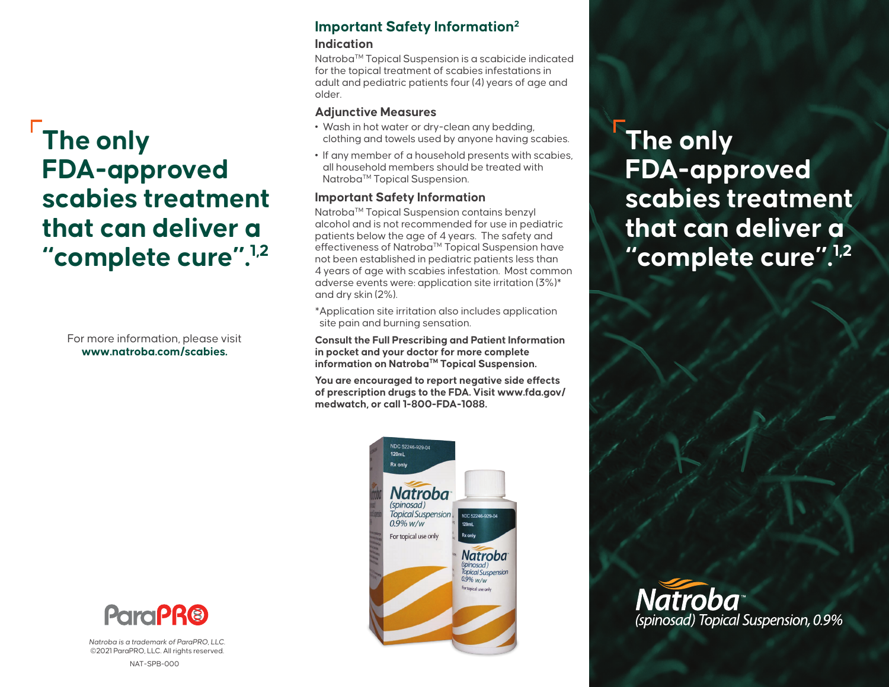# The only FDA-approved scabies treatment that can deliver a "complete cure".[1,2]

For more information, please visit **www.natroba.com/scabies.**

ParaPRO

*Natroba is a trademark of ParaPRO, LLC.*
©2021 ParaPRO, LLC. All rights reserved.

NAT-SPB-000

## Important Safety Information[2]

### Indication

Natroba™ Topical Suspension is a scabicide indicated for the topical treatment of scabies infestations in adult and pediatric patients four (4) years of age and older.

### Adjunctive Measures

- Wash in hot water or dry-clean any bedding, clothing and towels used by anyone having scabies.
- If any member of a household presents with scabies, all household members should be treated with Natroba™ Topical Suspension.

### Important Safety Information

Natroba™ Topical Suspension contains benzyl alcohol and is not recommended for use in pediatric patients below the age of 4 years. The safety and effectiveness of Natroba™ Topical Suspension have not been established in pediatric patients less than 4 years of age with scabies infestation. Most common adverse events were: application site irritation (3%)* and dry skin (2%).

*Application site irritation also includes application site pain and burning sensation.

**Consult the Full Prescribing and Patient Information in pocket and your doctor for more complete information on Natroba™ Topical Suspension.**

**You are encouraged to report negative side effects of prescription drugs to the FDA. Visit www.fda.gov/medwatch, or call 1-800-FDA-1088.**

# The only FDA-approved scabies treatment that can deliver a "complete cure".[1,2]

Natroba™
(spinosad) Topical Suspension, 0.9%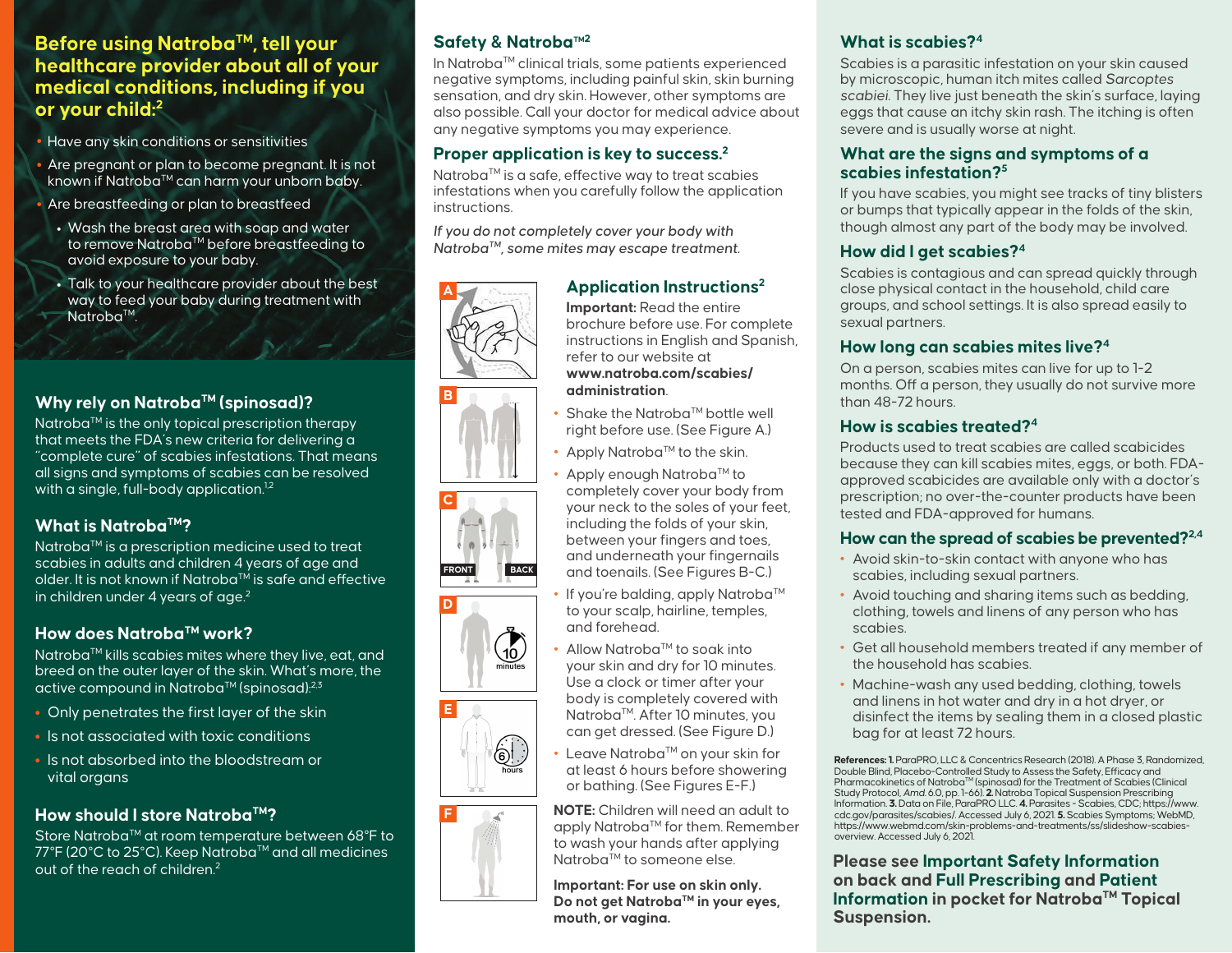## Before using Natroba™, tell your healthcare provider about all of your medical conditions, including if you or your child:[2]

- Have any skin conditions or sensitivities
- Are pregnant or plan to become pregnant. It is not known if Natroba™ can harm your unborn baby.
- Are breastfeeding or plan to breastfeed
  - Wash the breast area with soap and water to remove Natroba™ before breastfeeding to avoid exposure to your baby.
  - Talk to your healthcare provider about the best way to feed your baby during treatment with Natroba™.

### Why rely on Natroba™ (spinosad)?

Natroba™ is the only topical prescription therapy that meets the FDA's new criteria for delivering a "complete cure" of scabies infestations. That means all signs and symptoms of scabies can be resolved with a single, full-body application.[1,2]

### What is Natroba™?

Natroba™ is a prescription medicine used to treat scabies in adults and children 4 years of age and older. It is not known if Natroba™ is safe and effective in children under 4 years of age.[2]

### How does Natroba™ work?

Natroba™ kills scabies mites where they live, eat, and breed on the outer layer of the skin. What's more, the active compound in Natroba™ (spinosad):[2,3]

- Only penetrates the first layer of the skin
- Is not associated with toxic conditions
- Is not absorbed into the bloodstream or vital organs

### How should I store Natroba™?

Store Natroba™ at room temperature between 68°F to 77°F (20°C to 25°C). Keep Natroba™ and all medicines out of the reach of children.[2]

### Safety & Natroba™[2]

In Natroba™ clinical trials, some patients experienced negative symptoms, including painful skin, skin burning sensation, and dry skin. However, other symptoms are also possible. Call your doctor for medical advice about any negative symptoms you may experience.

### Proper application is key to success.[2]

Natroba™ is a safe, effective way to treat scabies infestations when you carefully follow the application instructions.

*If you do not completely cover your body with Natroba™, some mites may escape treatment.*

A

B

C

FRONT BACK

D

10 minutes

E

6 hours

F

### Application Instructions[2]

**Important:** Read the entire brochure before use. For complete instructions in English and Spanish, refer to our website at **www.natroba.com/scabies/administration**.

- Shake the Natroba™ bottle well right before use. (See Figure A.)
- Apply Natroba™ to the skin.
- Apply enough Natroba™ to completely cover your body from your neck to the soles of your feet, including the folds of your skin, between your fingers and toes, and underneath your fingernails and toenails. (See Figures B-C.)
- If you're balding, apply Natroba™ to your scalp, hairline, temples, and forehead.
- Allow Natroba™ to soak into your skin and dry for 10 minutes. Use a clock or timer after your body is completely covered with Natroba™. After 10 minutes, you can get dressed. (See Figure D.)
- Leave Natroba™ on your skin for at least 6 hours before showering or bathing. (See Figures E-F.)

**NOTE:** Children will need an adult to apply Natroba™ for them. Remember to wash your hands after applying Natroba™ to someone else.

**Important: For use on skin only. Do not get Natroba™ in your eyes, mouth, or vagina.**

### What is scabies?[4]

Scabies is a parasitic infestation on your skin caused by microscopic, human itch mites called *Sarcoptes scabiei*. They live just beneath the skin's surface, laying eggs that cause an itchy skin rash. The itching is often severe and is usually worse at night.

### What are the signs and symptoms of a scabies infestation?[5]

If you have scabies, you might see tracks of tiny blisters or bumps that typically appear in the folds of the skin, though almost any part of the body may be involved.

### How did I get scabies?[4]

Scabies is contagious and can spread quickly through close physical contact in the household, child care groups, and school settings. It is also spread easily to sexual partners.

### How long can scabies mites live?[4]

On a person, scabies mites can live for up to 1-2 months. Off a person, they usually do not survive more than 48-72 hours.

### How is scabies treated?[4]

Products used to treat scabies are called scabicides because they can kill scabies mites, eggs, or both. FDA-approved scabicides are available only with a doctor's prescription; no over-the-counter products have been tested and FDA-approved for humans.

### How can the spread of scabies be prevented?[2,4]

- Avoid skin-to-skin contact with anyone who has scabies, including sexual partners.
- Avoid touching and sharing items such as bedding, clothing, towels and linens of any person who has scabies.
- Get all household members treated if any member of the household has scabies.
- Machine-wash any used bedding, clothing, towels and linens in hot water and dry in a hot dryer, or disinfect the items by sealing them in a closed plastic bag for at least 72 hours.

**References: 1.** ParaPRO, LLC & Concentrics Research (2018). A Phase 3, Randomized, Double Blind, Placebo-Controlled Study to Assess the Safety, Efficacy and Pharmacokinetics of Natroba™ (spinosad) for the Treatment of Scabies (Clinical Study Protocol, Amd. 6.0, pp. 1-66). **2.** Natroba Topical Suspension Prescribing Information. **3.** Data on File, ParaPRO LLC. **4.** Parasites - Scabies, CDC; https://www.cdc.gov/parasites/scabies/. Accessed July 6, 2021. **5.** Scabies Symptoms; WebMD, https://www.webmd.com/skin-problems-and-treatments/ss/slideshow-scabies-overview. Accessed July 6, 2021.

**Please see Important Safety Information on back and Full Prescribing and Patient Information in pocket for Natroba™ Topical Suspension.**